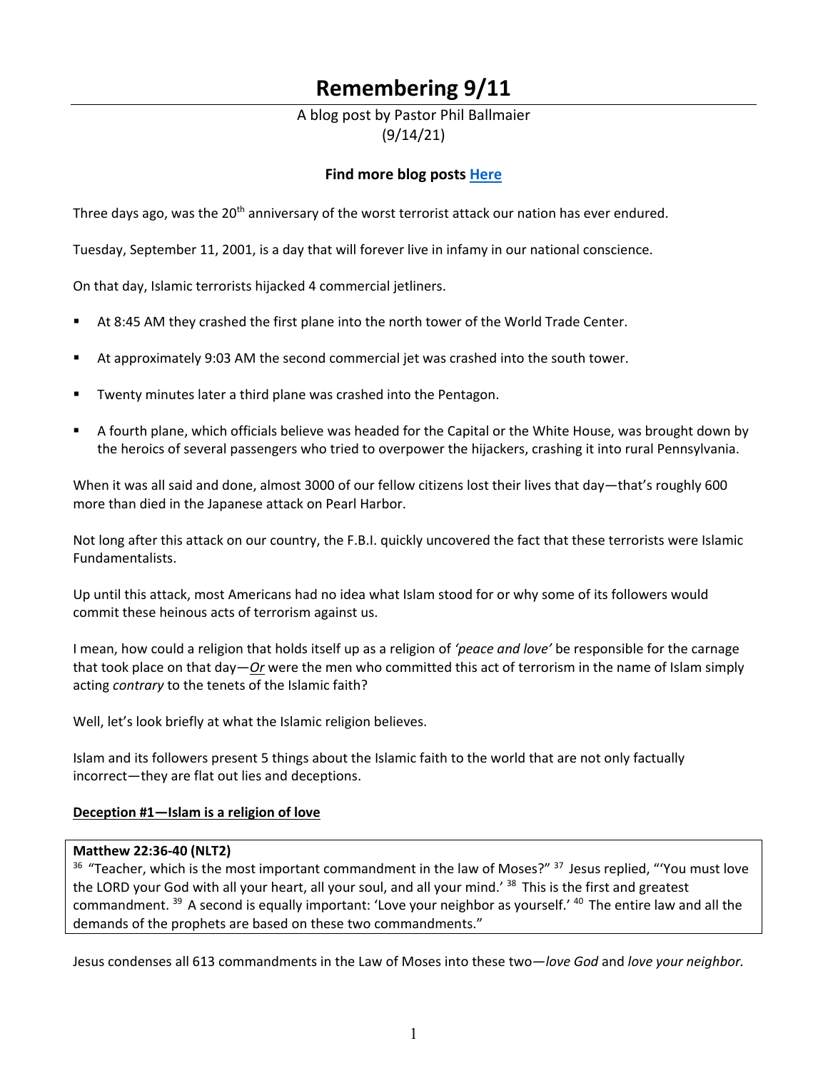# Remembering 9/11

A blog post by Pastor Phil Ballmaier
(9/14/21)

**Find more blog posts [Here]**

Three days ago, was the 20th anniversary of the worst terrorist attack our nation has ever endured.

Tuesday, September 11, 2001, is a day that will forever live in infamy in our national conscience.

On that day, Islamic terrorists hijacked 4 commercial jetliners.

- At 8:45 AM they crashed the first plane into the north tower of the World Trade Center.
- At approximately 9:03 AM the second commercial jet was crashed into the south tower.
- Twenty minutes later a third plane was crashed into the Pentagon.
- A fourth plane, which officials believe was headed for the Capital or the White House, was brought down by the heroics of several passengers who tried to overpower the hijackers, crashing it into rural Pennsylvania.

When it was all said and done, almost 3000 of our fellow citizens lost their lives that day—that's roughly 600 more than died in the Japanese attack on Pearl Harbor.

Not long after this attack on our country, the F.B.I. quickly uncovered the fact that these terrorists were Islamic Fundamentalists.

Up until this attack, most Americans had no idea what Islam stood for or why some of its followers would commit these heinous acts of terrorism against us.

I mean, how could a religion that holds itself up as a religion of *'peace and love'* be responsible for the carnage that took place on that day—***Or*** were the men who committed this act of terrorism in the name of Islam simply acting *contrary* to the tenets of the Islamic faith?

Well, let's look briefly at what the Islamic religion believes.

Islam and its followers present 5 things about the Islamic faith to the world that are not only factually incorrect—they are flat out lies and deceptions.

**Deception #1—Islam is a religion of love**

> **Matthew 22:36-40 (NLT2)**
> [36] "Teacher, which is the most important commandment in the law of Moses?" [37] Jesus replied, "'You must love the LORD your God with all your heart, all your soul, and all your mind.' [38] This is the first and greatest commandment. [39] A second is equally important: 'Love your neighbor as yourself.' [40] The entire law and all the demands of the prophets are based on these two commandments."

Jesus condenses all 613 commandments in the Law of Moses into these two—*love God* and *love your neighbor.*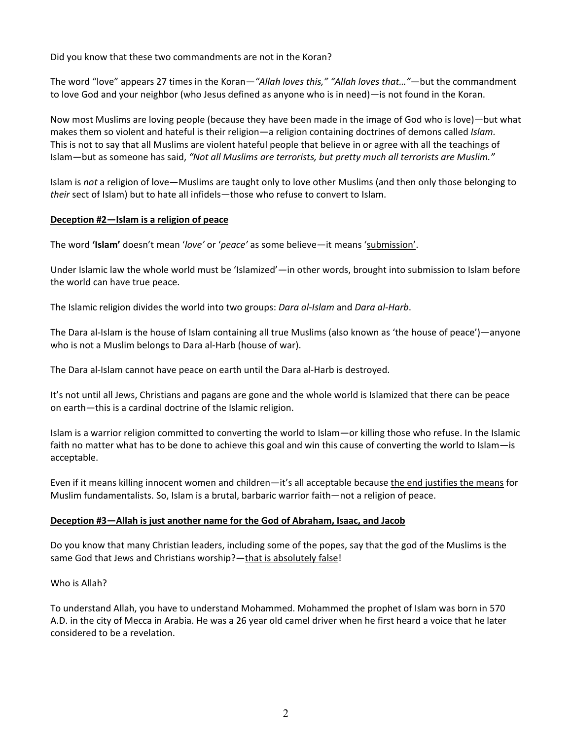Did you know that these two commandments are not in the Koran?

The word "love" appears 27 times in the Koran—*"Allah loves this," "Allah loves that…"*—but the commandment to love God and your neighbor (who Jesus defined as anyone who is in need)—is not found in the Koran.

Now most Muslims are loving people (because they have been made in the image of God who is love)—but what makes them so violent and hateful is their religion—a religion containing doctrines of demons called *Islam*. This is not to say that all Muslims are violent hateful people that believe in or agree with all the teachings of Islam—but as someone has said, *"Not all Muslims are terrorists, but pretty much all terrorists are Muslim."*

Islam is *not* a religion of love—Muslims are taught only to love other Muslims (and then only those belonging to *their* sect of Islam) but to hate all infidels—those who refuse to convert to Islam.

**<u>Deception #2—Islam is a religion of peace</u>**

The word **'Islam'** doesn't mean '*love'* or '*peace'* as some believe—it means '<u>submission</u>'.

Under Islamic law the whole world must be 'Islamized'—in other words, brought into submission to Islam before the world can have true peace.

The Islamic religion divides the world into two groups: *Dara al-Islam* and *Dara al-Harb*.

The Dara al-Islam is the house of Islam containing all true Muslims (also known as 'the house of peace')—anyone who is not a Muslim belongs to Dara al-Harb (house of war).

The Dara al-Islam cannot have peace on earth until the Dara al-Harb is destroyed.

It's not until all Jews, Christians and pagans are gone and the whole world is Islamized that there can be peace on earth—this is a cardinal doctrine of the Islamic religion.

Islam is a warrior religion committed to converting the world to Islam—or killing those who refuse. In the Islamic faith no matter what has to be done to achieve this goal and win this cause of converting the world to Islam—is acceptable.

Even if it means killing innocent women and children—it's all acceptable because <u>the end justifies the means</u> for Muslim fundamentalists. So, Islam is a brutal, barbaric warrior faith—not a religion of peace.

**<u>Deception #3—Allah is just another name for the God of Abraham, Isaac, and Jacob</u>**

Do you know that many Christian leaders, including some of the popes, say that the god of the Muslims is the same God that Jews and Christians worship?—<u>that is absolutely false</u>!

Who is Allah?

To understand Allah, you have to understand Mohammed. Mohammed the prophet of Islam was born in 570 A.D. in the city of Mecca in Arabia. He was a 26 year old camel driver when he first heard a voice that he later considered to be a revelation.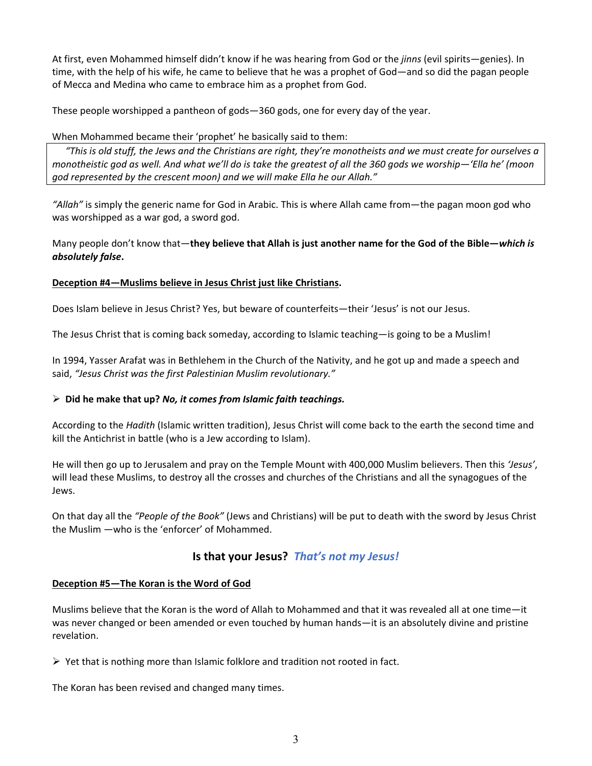At first, even Mohammed himself didn't know if he was hearing from God or the *jinns* (evil spirits—genies). In time, with the help of his wife, he came to believe that he was a prophet of God—and so did the pagan people of Mecca and Medina who came to embrace him as a prophet from God.

These people worshipped a pantheon of gods—360 gods, one for every day of the year.

When Mohammed became their 'prophet' he basically said to them:

> *"This is old stuff, the Jews and the Christians are right, they're monotheists and we must create for ourselves a monotheistic god as well. And what we'll do is take the greatest of all the 360 gods we worship—'Ella he' (moon god represented by the crescent moon) and we will make Ella he our Allah."*

*"Allah"* is simply the generic name for God in Arabic. This is where Allah came from—the pagan moon god who was worshipped as a war god, a sword god.

Many people don't know that—**they believe that Allah is just another name for the God of the Bible—*which is absolutely false*.**

<u>**Deception #4—Muslims believe in Jesus Christ just like Christians**</u>**.**

Does Islam believe in Jesus Christ? Yes, but beware of counterfeits—their 'Jesus' is not our Jesus.

The Jesus Christ that is coming back someday, according to Islamic teaching—is going to be a Muslim!

In 1994, Yasser Arafat was in Bethlehem in the Church of the Nativity, and he got up and made a speech and said, *"Jesus Christ was the first Palestinian Muslim revolutionary."*

- **Did he make that up? *No, it comes from Islamic faith teachings.***

According to the *Hadith* (Islamic written tradition), Jesus Christ will come back to the earth the second time and kill the Antichrist in battle (who is a Jew according to Islam).

He will then go up to Jerusalem and pray on the Temple Mount with 400,000 Muslim believers. Then this *'Jesus'*, will lead these Muslims, to destroy all the crosses and churches of the Christians and all the synagogues of the Jews.

On that day all the *"People of the Book"* (Jews and Christians) will be put to death with the sword by Jesus Christ the Muslim —who is the 'enforcer' of Mohammed.

### Is that your Jesus? *That's not my Jesus!*

<u>**Deception #5—The Koran is the Word of God**</u>

Muslims believe that the Koran is the word of Allah to Mohammed and that it was revealed all at one time—it was never changed or been amended or even touched by human hands—it is an absolutely divine and pristine revelation.

- Yet that is nothing more than Islamic folklore and tradition not rooted in fact.

The Koran has been revised and changed many times.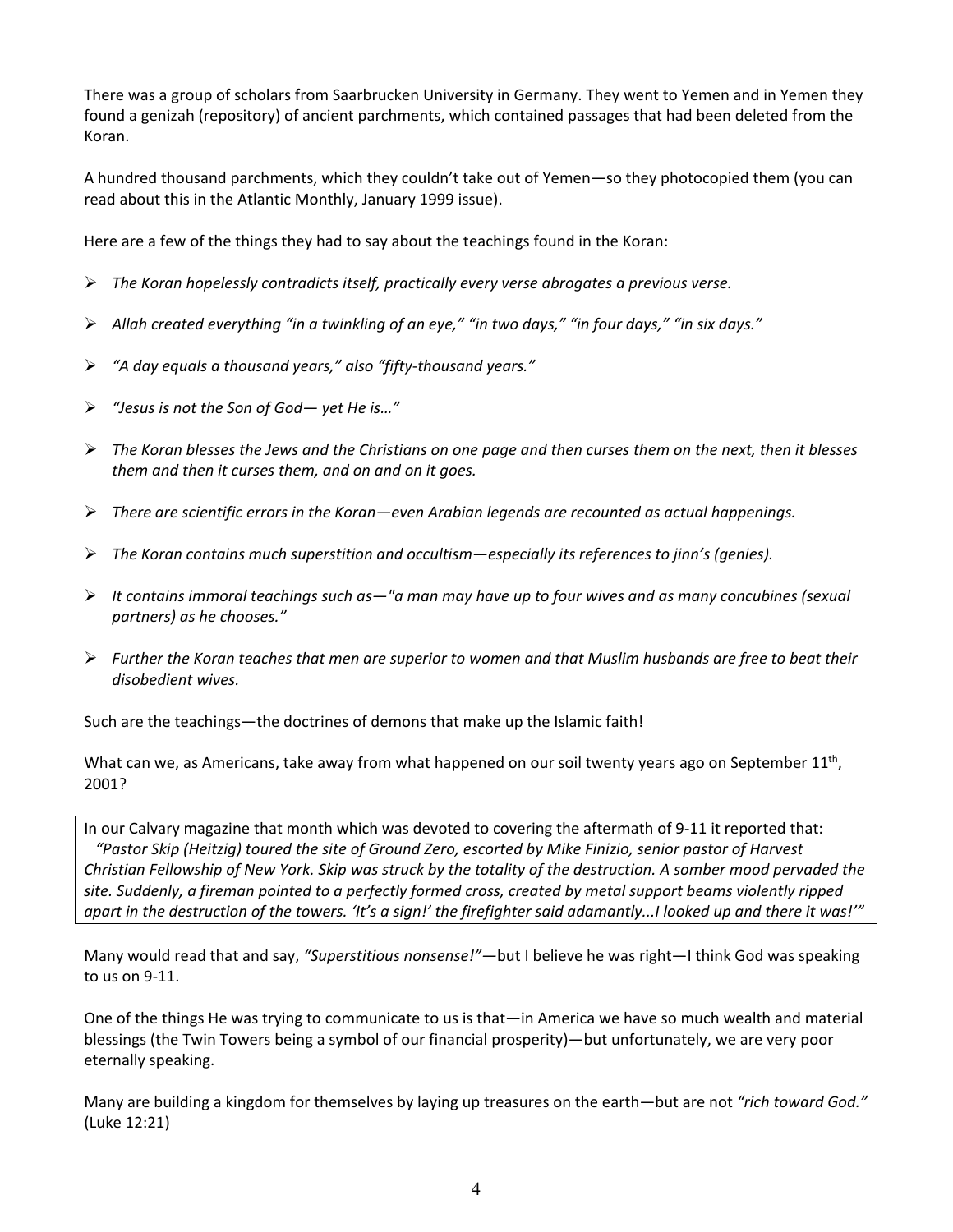There was a group of scholars from Saarbrucken University in Germany. They went to Yemen and in Yemen they found a genizah (repository) of ancient parchments, which contained passages that had been deleted from the Koran.

A hundred thousand parchments, which they couldn't take out of Yemen—so they photocopied them (you can read about this in the Atlantic Monthly, January 1999 issue).

Here are a few of the things they had to say about the teachings found in the Koran:

- *The Koran hopelessly contradicts itself, practically every verse abrogates a previous verse.*
- *Allah created everything "in a twinkling of an eye," "in two days," "in four days," "in six days."*
- *"A day equals a thousand years," also "fifty-thousand years."*
- *"Jesus is not the Son of God— yet He is…"*
- *The Koran blesses the Jews and the Christians on one page and then curses them on the next, then it blesses them and then it curses them, and on and on it goes.*
- *There are scientific errors in the Koran—even Arabian legends are recounted as actual happenings.*
- *The Koran contains much superstition and occultism—especially its references to jinn's (genies).*
- *It contains immoral teachings such as—"a man may have up to four wives and as many concubines (sexual partners) as he chooses."*
- *Further the Koran teaches that men are superior to women and that Muslim husbands are free to beat their disobedient wives.*

Such are the teachings—the doctrines of demons that make up the Islamic faith!

What can we, as Americans, take away from what happened on our soil twenty years ago on September 11th, 2001?

> In our Calvary magazine that month which was devoted to covering the aftermath of 9-11 it reported that: *"Pastor Skip (Heitzig) toured the site of Ground Zero, escorted by Mike Finizio, senior pastor of Harvest Christian Fellowship of New York. Skip was struck by the totality of the destruction. A somber mood pervaded the site. Suddenly, a fireman pointed to a perfectly formed cross, created by metal support beams violently ripped apart in the destruction of the towers. 'It's a sign!' the firefighter said adamantly...I looked up and there it was!'"*

Many would read that and say, *"Superstitious nonsense!"*—but I believe he was right—I think God was speaking to us on 9-11.

One of the things He was trying to communicate to us is that—in America we have so much wealth and material blessings (the Twin Towers being a symbol of our financial prosperity)—but unfortunately, we are very poor eternally speaking.

Many are building a kingdom for themselves by laying up treasures on the earth—but are not *"rich toward God."* (Luke 12:21)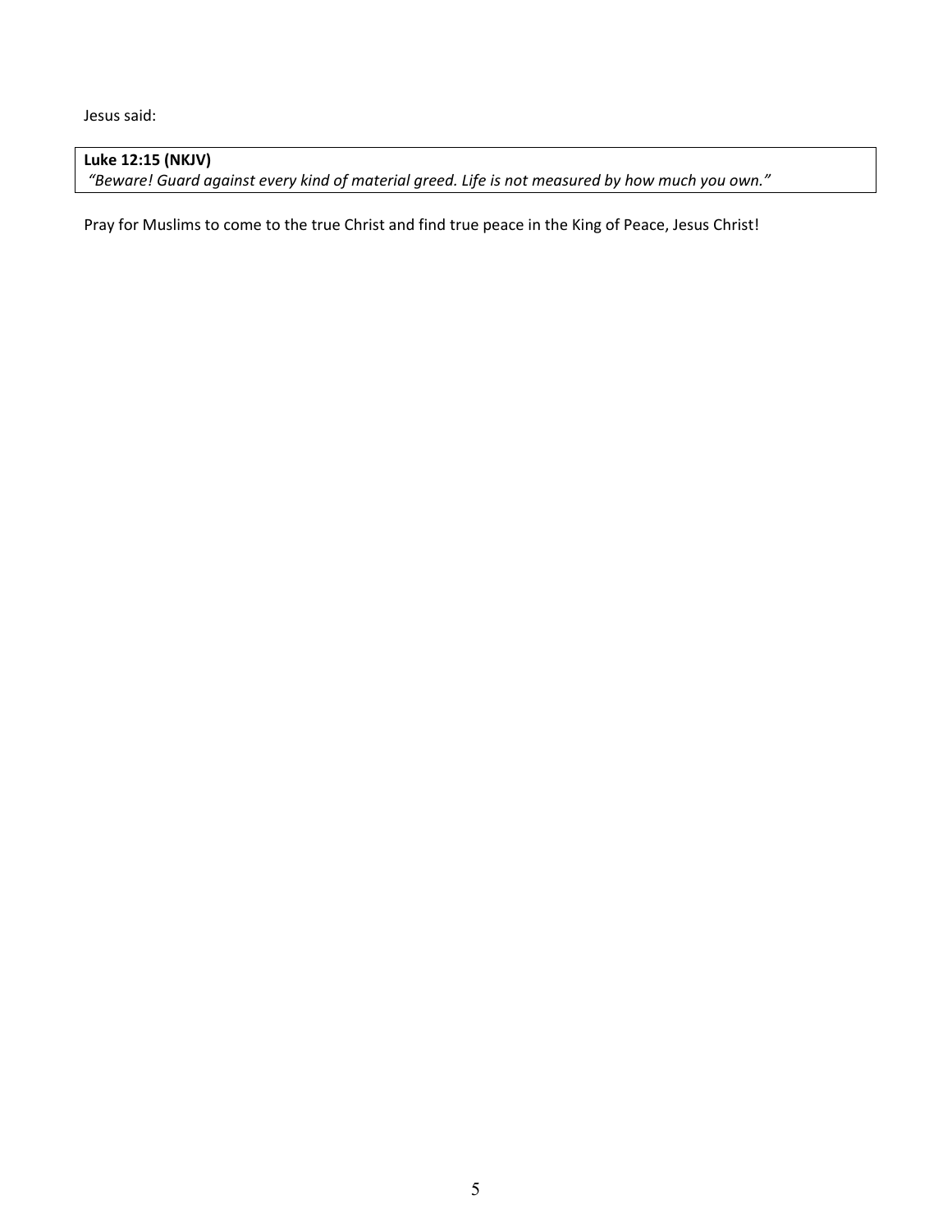Jesus said:

**Luke 12:15 (NKJV)**
*"Beware! Guard against every kind of material greed. Life is not measured by how much you own."*

Pray for Muslims to come to the true Christ and find true peace in the King of Peace, Jesus Christ!